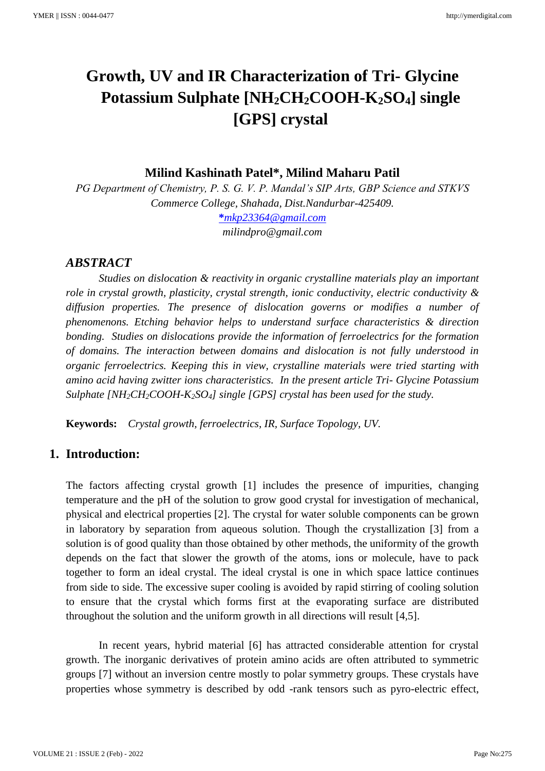# Growth, UV and IR Characterization of Tri- Glycine Potassium Sulphate [$NH_2CH_2COOH$-$K_2SO_4$] single [GPS] crystal

**Milind Kashinath Patel\*, Milind Maharu Patil**

*PG Department of Chemistry, P. S. G. V. P. Mandal's SIP Arts, GBP Science and STKVS Commerce College, Shahada, Dist.Nandurbar-425409.*

*\*mkp23364@gmail.com*

*milindpro@gmail.com*

## *ABSTRACT*

*Studies on dislocation & reactivity in organic crystalline materials play an important role in crystal growth, plasticity, crystal strength, ionic conductivity, electric conductivity & diffusion properties. The presence of dislocation governs or modifies a number of phenomenons. Etching behavior helps to understand surface characteristics & direction bonding. Studies on dislocations provide the information of ferroelectrics for the formation of domains. The interaction between domains and dislocation is not fully understood in organic ferroelectrics. Keeping this in view, crystalline materials were tried starting with amino acid having zwitter ions characteristics. In the present article Tri- Glycine Potassium Sulphate [$NH_2CH_2COOH$-$K_2SO_4$] single [GPS] crystal has been used for the study.*

**Keywords:** *Crystal growth, ferroelectrics, IR, Surface Topology, UV.*

## 1. Introduction:

The factors affecting crystal growth [1] includes the presence of impurities, changing temperature and the pH of the solution to grow good crystal for investigation of mechanical, physical and electrical properties [2]. The crystal for water soluble components can be grown in laboratory by separation from aqueous solution. Though the crystallization [3] from a solution is of good quality than those obtained by other methods, the uniformity of the growth depends on the fact that slower the growth of the atoms, ions or molecule, have to pack together to form an ideal crystal. The ideal crystal is one in which space lattice continues from side to side. The excessive super cooling is avoided by rapid stirring of cooling solution to ensure that the crystal which forms first at the evaporating surface are distributed throughout the solution and the uniform growth in all directions will result [4,5].

In recent years, hybrid material [6] has attracted considerable attention for crystal growth. The inorganic derivatives of protein amino acids are often attributed to symmetric groups [7] without an inversion centre mostly to polar symmetry groups. These crystals have properties whose symmetry is described by odd -rank tensors such as pyro-electric effect,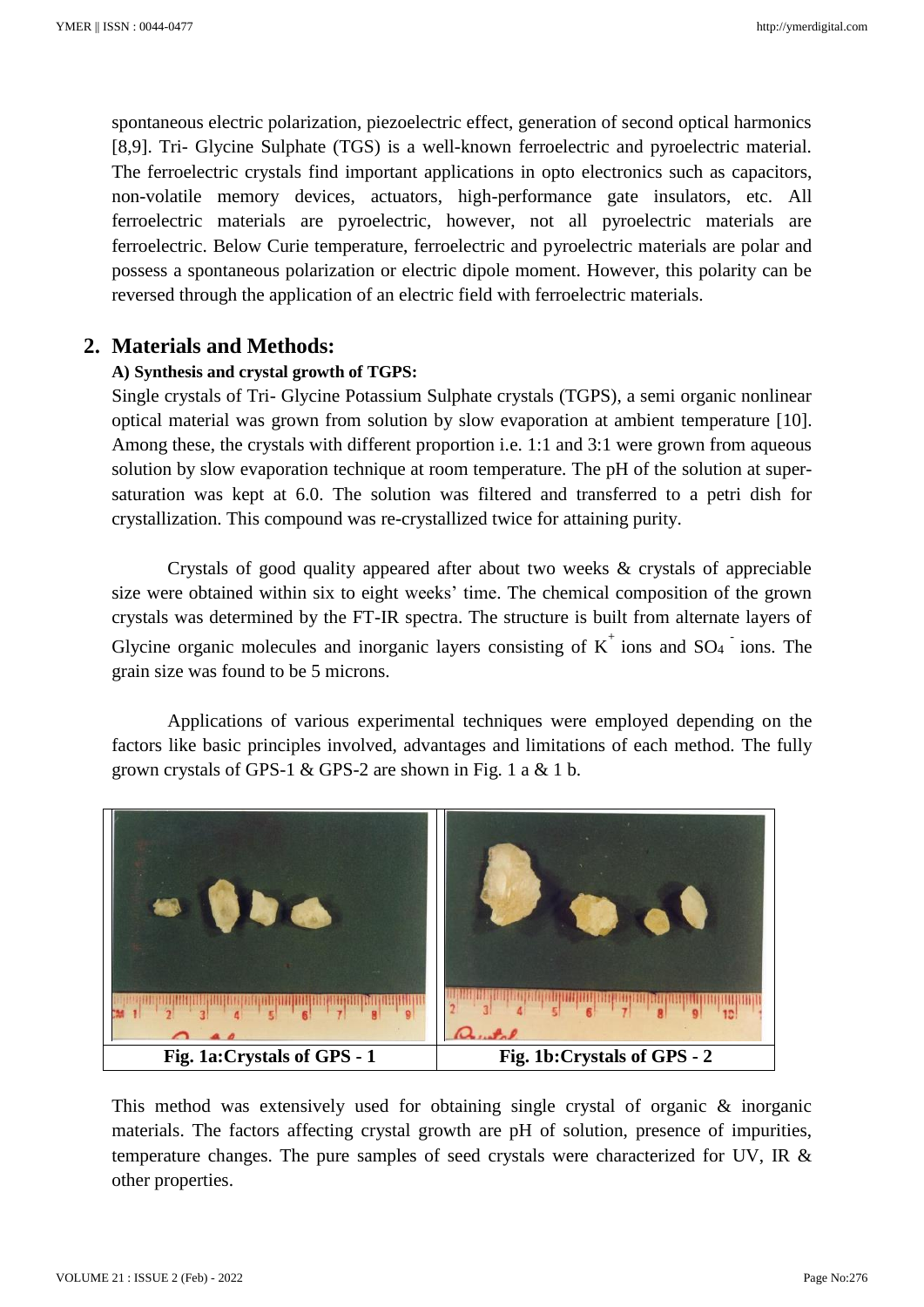spontaneous electric polarization, piezoelectric effect, generation of second optical harmonics [8,9]. Tri- Glycine Sulphate (TGS) is a well-known ferroelectric and pyroelectric material. The ferroelectric crystals find important applications in opto electronics such as capacitors, non-volatile memory devices, actuators, high-performance gate insulators, etc. All ferroelectric materials are pyroelectric, however, not all pyroelectric materials are ferroelectric. Below Curie temperature, ferroelectric and pyroelectric materials are polar and possess a spontaneous polarization or electric dipole moment. However, this polarity can be reversed through the application of an electric field with ferroelectric materials.

## 2. Materials and Methods:

### A) Synthesis and crystal growth of TGPS:

Single crystals of Tri- Glycine Potassium Sulphate crystals (TGPS), a semi organic nonlinear optical material was grown from solution by slow evaporation at ambient temperature [10]. Among these, the crystals with different proportion i.e. 1:1 and 3:1 were grown from aqueous solution by slow evaporation technique at room temperature. The pH of the solution at super-saturation was kept at 6.0. The solution was filtered and transferred to a petri dish for crystallization. This compound was re-crystallized twice for attaining purity.

Crystals of good quality appeared after about two weeks & crystals of appreciable size were obtained within six to eight weeks' time. The chemical composition of the grown crystals was determined by the FT-IR spectra. The structure is built from alternate layers of Glycine organic molecules and inorganic layers consisting of $K^+$ ions and $SO_4^-$ ions. The grain size was found to be 5 microns.

Applications of various experimental techniques were employed depending on the factors like basic principles involved, advantages and limitations of each method. The fully grown crystals of GPS-1 & GPS-2 are shown in Fig. 1 a & 1 b.

| **Fig. 1a:Crystals of GPS - 1** | **Fig. 1b:Crystals of GPS - 2** |
|---|---|

This method was extensively used for obtaining single crystal of organic & inorganic materials. The factors affecting crystal growth are pH of solution, presence of impurities, temperature changes. The pure samples of seed crystals were characterized for UV, IR & other properties.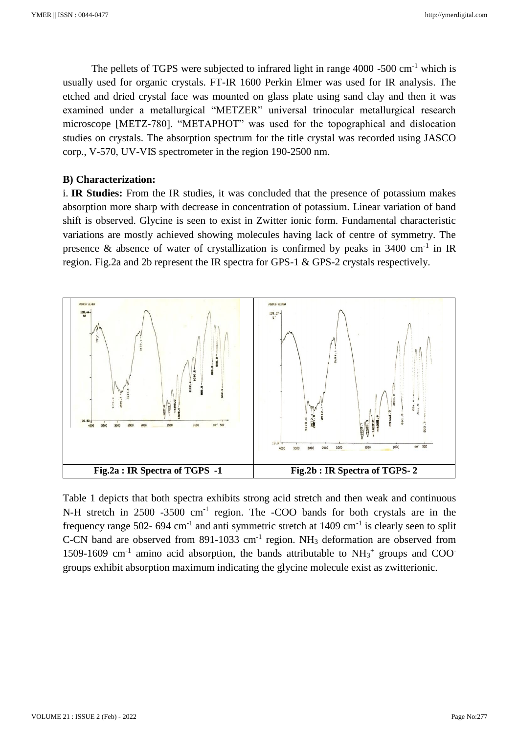The pellets of TGPS were subjected to infrared light in range 4000 -500 $cm^{-1}$ which is usually used for organic crystals. FT-IR 1600 Perkin Elmer was used for IR analysis. The etched and dried crystal face was mounted on glass plate using sand clay and then it was examined under a metallurgical "METZER" universal trinocular metallurgical research microscope [METZ-780]. "METAPHOT" was used for the topographical and dislocation studies on crystals. The absorption spectrum for the title crystal was recorded using JASCO corp., V-570, UV-VIS spectrometer in the region 190-2500 nm.

**B) Characterization:**

i. **IR Studies:** From the IR studies, it was concluded that the presence of potassium makes absorption more sharp with decrease in concentration of potassium. Linear variation of band shift is observed. Glycine is seen to exist in Zwitter ionic form. Fundamental characteristic variations are mostly achieved showing molecules having lack of centre of symmetry. The presence & absence of water of crystallization is confirmed by peaks in 3400 $cm^{-1}$ in IR region. Fig.2a and 2b represent the IR spectra for GPS-1 & GPS-2 crystals respectively.

| **Fig.2a : IR Spectra of TGPS -1** | **Fig.2b : IR Spectra of TGPS- 2** |
|---|---|

Table 1 depicts that both spectra exhibits strong acid stretch and then weak and continuous N-H stretch in 2500 -3500 $cm^{-1}$ region. The -COO bands for both crystals are in the frequency range 502- 694 $cm^{-1}$ and anti symmetric stretch at 1409 $cm^{-1}$ is clearly seen to split C-CN band are observed from 891-1033 $cm^{-1}$ region. $NH_3$ deformation are observed from 1509-1609 $cm^{-1}$ amino acid absorption, the bands attributable to $NH_3^+$ groups and $COO^-$ groups exhibit absorption maximum indicating the glycine molecule exist as zwitterionic.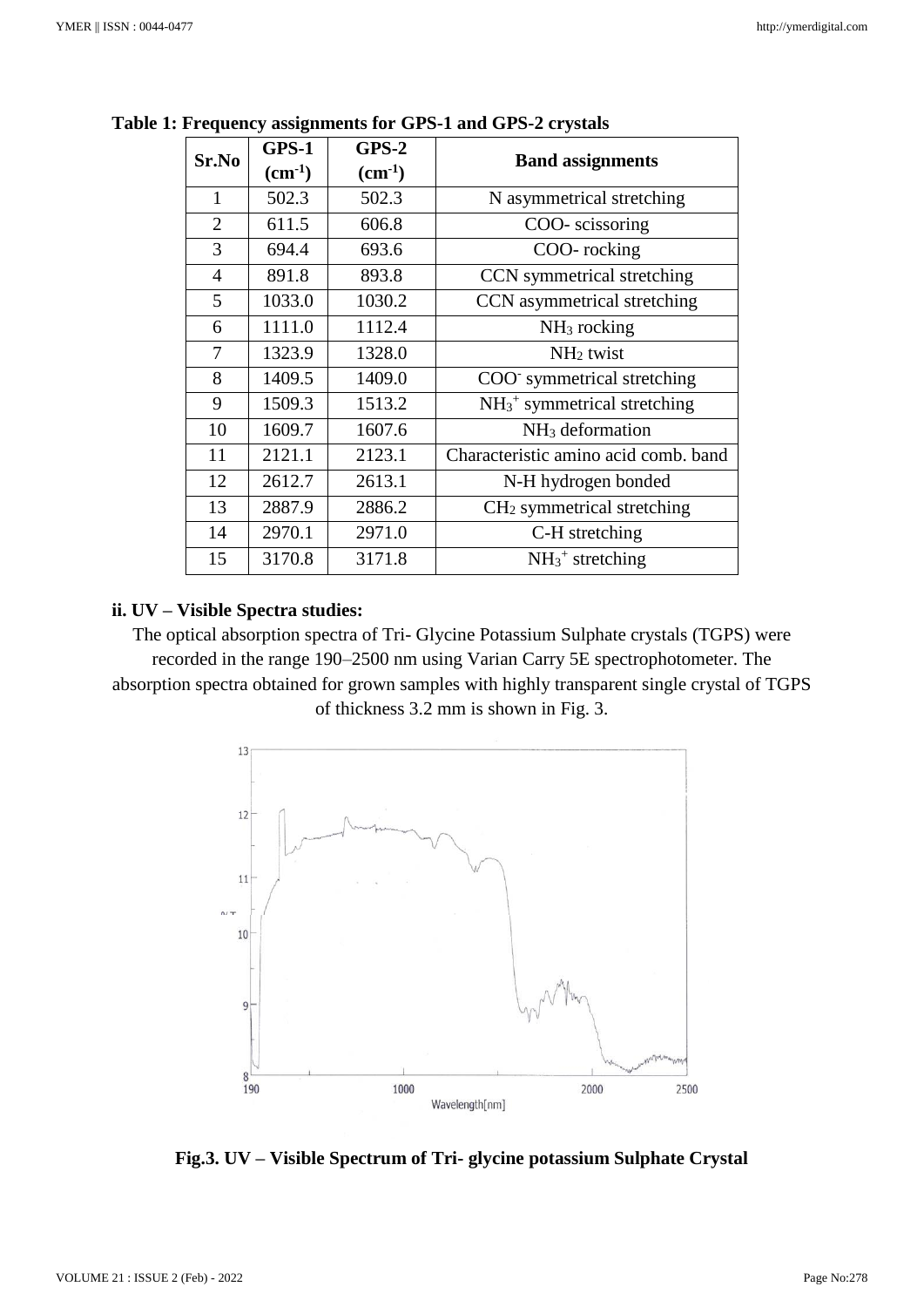**Table 1: Frequency assignments for GPS-1 and GPS-2 crystals**

| Sr.No | GPS-1 ($cm^{-1}$) | GPS-2 ($cm^{-1}$) | Band assignments |
|---|---|---|---|
| 1 | 502.3 | 502.3 | N asymmetrical stretching |
| 2 | 611.5 | 606.8 | COO- scissoring |
| 3 | 694.4 | 693.6 | COO- rocking |
| 4 | 891.8 | 893.8 | CCN symmetrical stretching |
| 5 | 1033.0 | 1030.2 | CCN asymmetrical stretching |
| 6 | 1111.0 | 1112.4 | $NH_3$ rocking |
| 7 | 1323.9 | 1328.0 | $NH_2$ twist |
| 8 | 1409.5 | 1409.0 | $COO^-$ symmetrical stretching |
| 9 | 1509.3 | 1513.2 | $NH_3^+$ symmetrical stretching |
| 10 | 1609.7 | 1607.6 | $NH_3$ deformation |
| 11 | 2121.1 | 2123.1 | Characteristic amino acid comb. band |
| 12 | 2612.7 | 2613.1 | N-H hydrogen bonded |
| 13 | 2887.9 | 2886.2 | $CH_2$ symmetrical stretching |
| 14 | 2970.1 | 2971.0 | C-H stretching |
| 15 | 3170.8 | 3171.8 | $NH_3^+$ stretching |

**ii. UV – Visible Spectra studies:**

The optical absorption spectra of Tri- Glycine Potassium Sulphate crystals (TGPS) were recorded in the range 190–2500 nm using Varian Carry 5E spectrophotometer. The absorption spectra obtained for grown samples with highly transparent single crystal of TGPS of thickness 3.2 mm is shown in Fig. 3.

**Fig.3. UV – Visible Spectrum of Tri- glycine potassium Sulphate Crystal**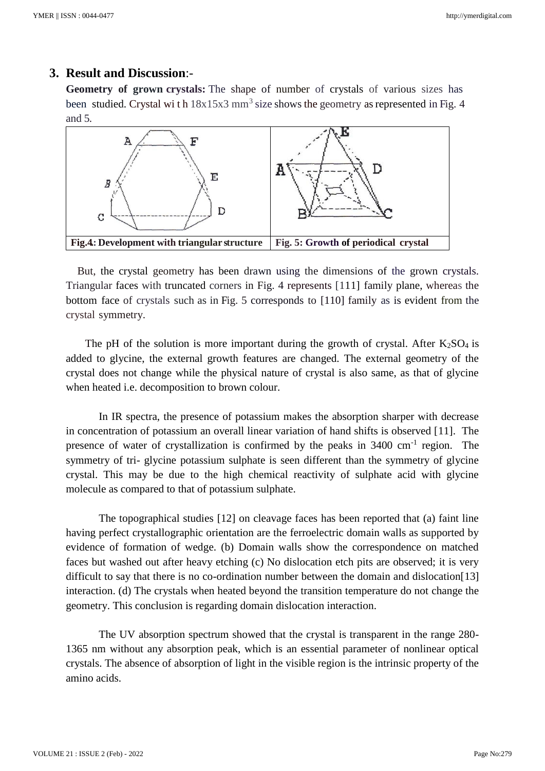## 3. Result and Discussion:-

**Geometry of grown crystals:** The shape of number of crystals of various sizes has been studied. Crystal wi t h 18x15x3 $mm^3$ size shows the geometry as represented in Fig. 4 and 5.

| **Fig.4: Development with triangular structure** | **Fig. 5: Growth of periodical crystal** |
| --- | --- |

But, the crystal geometry has been drawn using the dimensions of the grown crystals. Triangular faces with truncated corners in Fig. 4 represents [111] family plane, whereas the bottom face of crystals such as in Fig. 5 corresponds to [110] family as is evident from the crystal symmetry.

The pH of the solution is more important during the growth of crystal. After $K_2SO_4$ is added to glycine, the external growth features are changed. The external geometry of the crystal does not change while the physical nature of crystal is also same, as that of glycine when heated i.e. decomposition to brown colour.

In IR spectra, the presence of potassium makes the absorption sharper with decrease in concentration of potassium an overall linear variation of hand shifts is observed [11]. The presence of water of crystallization is confirmed by the peaks in 3400 $cm^{-1}$ region. The symmetry of tri- glycine potassium sulphate is seen different than the symmetry of glycine crystal. This may be due to the high chemical reactivity of sulphate acid with glycine molecule as compared to that of potassium sulphate.

The topographical studies [12] on cleavage faces has been reported that (a) faint line having perfect crystallographic orientation are the ferroelectric domain walls as supported by evidence of formation of wedge. (b) Domain walls show the correspondence on matched faces but washed out after heavy etching (c) No dislocation etch pits are observed; it is very difficult to say that there is no co-ordination number between the domain and dislocation[13] interaction. (d) The crystals when heated beyond the transition temperature do not change the geometry. This conclusion is regarding domain dislocation interaction.

The UV absorption spectrum showed that the crystal is transparent in the range 280-1365 nm without any absorption peak, which is an essential parameter of nonlinear optical crystals. The absence of absorption of light in the visible region is the intrinsic property of the amino acids.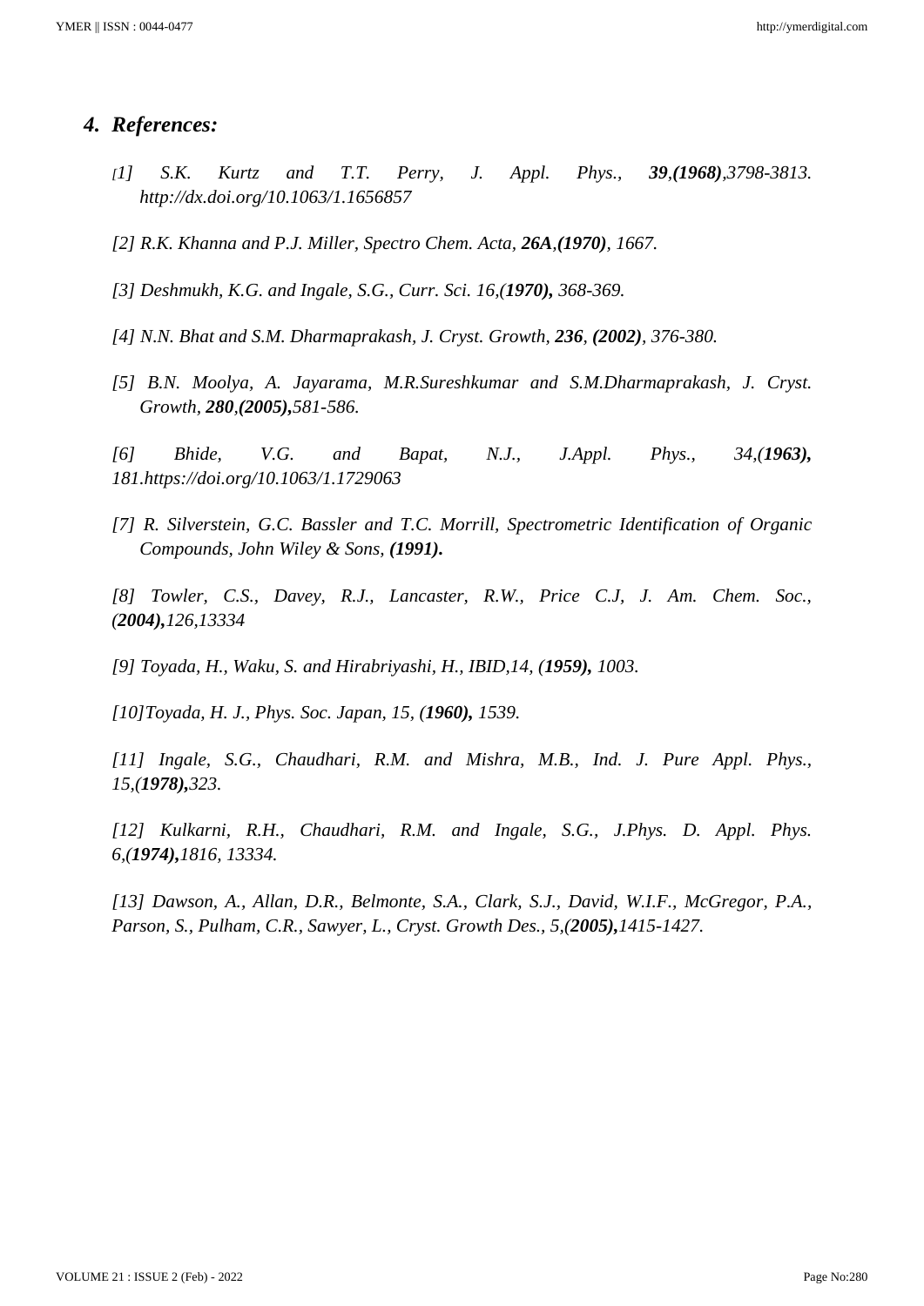## 4. *References:*

*[1] S.K. Kurtz and T.T. Perry, J. Appl. Phys., **39**,**(1968)**,3798-3813. http://dx.doi.org/10.1063/1.1656857*

*[2] R.K. Khanna and P.J. Miller, Spectro Chem. Acta, **26A**,**(1970)**, 1667.*

*[3] Deshmukh, K.G. and Ingale, S.G., Curr. Sci. 16,(**1970),** 368-369.*

*[4] N.N. Bhat and S.M. Dharmaprakash, J. Cryst. Growth, **236**, **(2002)**, 376-380.*

*[5] B.N. Moolya, A. Jayarama, M.R.Sureshkumar and S.M.Dharmaprakash, J. Cryst. Growth, **280**,**(2005),**581-586.*

*[6] Bhide, V.G. and Bapat, N.J., J.Appl. Phys., 34,(**1963),** 181.https://doi.org/10.1063/1.1729063*

*[7] R. Silverstein, G.C. Bassler and T.C. Morrill, Spectrometric Identification of Organic Compounds, John Wiley & Sons, **(1991).***

*[8] Towler, C.S., Davey, R.J., Lancaster, R.W., Price C.J, J. Am. Chem. Soc., (**2004),**126,13334*

*[9] Toyada, H., Waku, S. and Hirabriyashi, H., IBID,14, (**1959),** 1003.*

*[10]Toyada, H. J., Phys. Soc. Japan, 15, (**1960),** 1539.*

*[11] Ingale, S.G., Chaudhari, R.M. and Mishra, M.B., Ind. J. Pure Appl. Phys., 15,(**1978),**323.*

*[12] Kulkarni, R.H., Chaudhari, R.M. and Ingale, S.G., J.Phys. D. Appl. Phys. 6,(**1974),**1816, 13334.*

*[13] Dawson, A., Allan, D.R., Belmonte, S.A., Clark, S.J., David, W.I.F., McGregor, P.A., Parson, S., Pulham, C.R., Sawyer, L., Cryst. Growth Des., 5,(**2005),**1415-1427.*